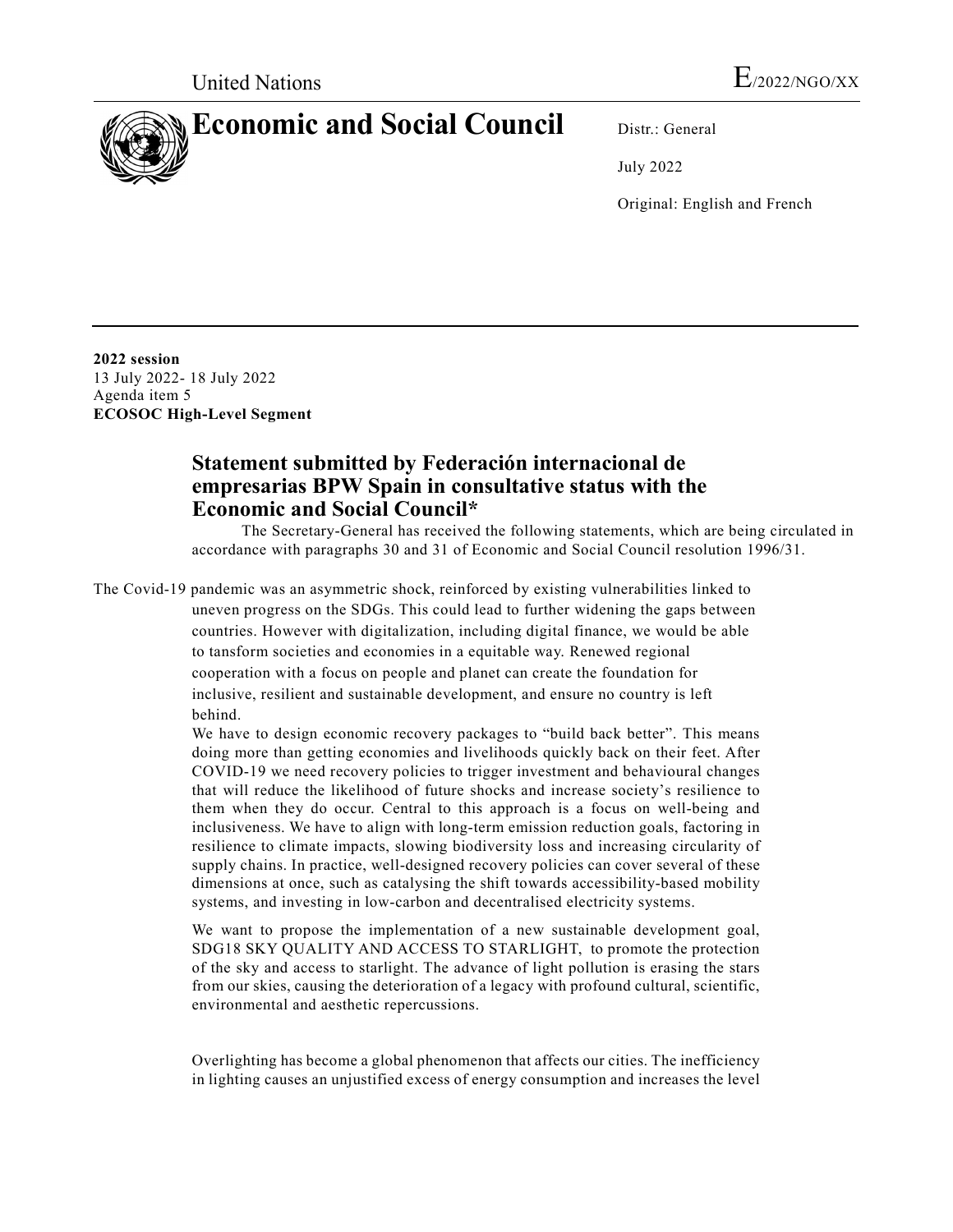United Nations E/2022/NGO/XX

# Economic and Social Council

Distr.: General

July 2022

Original: English and French

**2022 session**
13 July 2022- 18 July 2022
Agenda item 5
**ECOSOC High-Level Segment**

## Statement submitted by Federación internacional de empresarias BPW Spain in consultative status with the Economic and Social Council*

The Secretary-General has received the following statements, which are being circulated in accordance with paragraphs 30 and 31 of Economic and Social Council resolution 1996/31.

The Covid-19 pandemic was an asymmetric shock, reinforced by existing vulnerabilities linked to uneven progress on the SDGs. This could lead to further widening the gaps between countries. However with digitalization, including digital finance, we would be able to tansform societies and economies in a equitable way. Renewed regional cooperation with a focus on people and planet can create the foundation for inclusive, resilient and sustainable development, and ensure no country is left behind.

We have to design economic recovery packages to "build back better". This means doing more than getting economies and livelihoods quickly back on their feet. After COVID-19 we need recovery policies to trigger investment and behavioural changes that will reduce the likelihood of future shocks and increase society's resilience to them when they do occur. Central to this approach is a focus on well-being and inclusiveness. We have to align with long-term emission reduction goals, factoring in resilience to climate impacts, slowing biodiversity loss and increasing circularity of supply chains. In practice, well-designed recovery policies can cover several of these dimensions at once, such as catalysing the shift towards accessibility-based mobility systems, and investing in low-carbon and decentralised electricity systems.

We want to propose the implementation of a new sustainable development goal, SDG18 SKY QUALITY AND ACCESS TO STARLIGHT, to promote the protection of the sky and access to starlight. The advance of light pollution is erasing the stars from our skies, causing the deterioration of a legacy with profound cultural, scientific, environmental and aesthetic repercussions.

Overlighting has become a global phenomenon that affects our cities. The inefficiency in lighting causes an unjustified excess of energy consumption and increases the level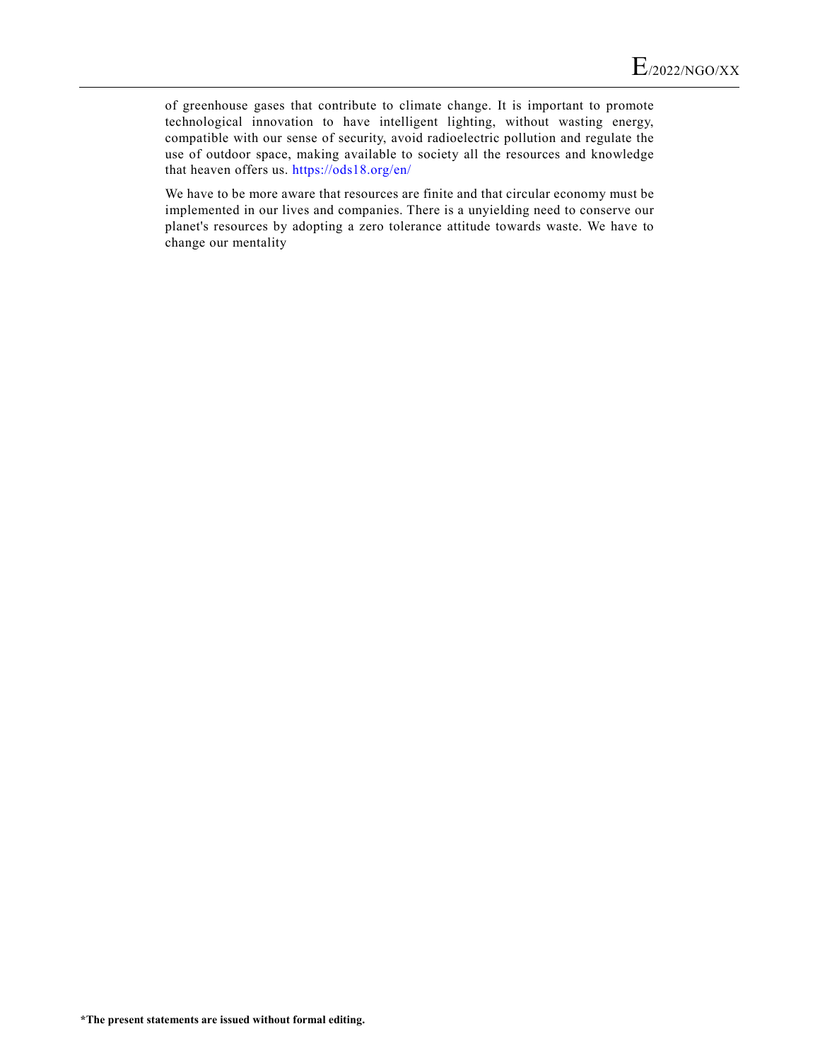of greenhouse gases that contribute to climate change. It is important to promote technological innovation to have intelligent lighting, without wasting energy, compatible with our sense of security, avoid radioelectric pollution and regulate the use of outdoor space, making available to society all the resources and knowledge that heaven offers us. https://ods18.org/en/

We have to be more aware that resources are finite and that circular economy must be implemented in our lives and companies. There is a unyielding need to conserve our planet's resources by adopting a zero tolerance attitude towards waste. We have to change our mentality

**\*The present statements are issued without formal editing.**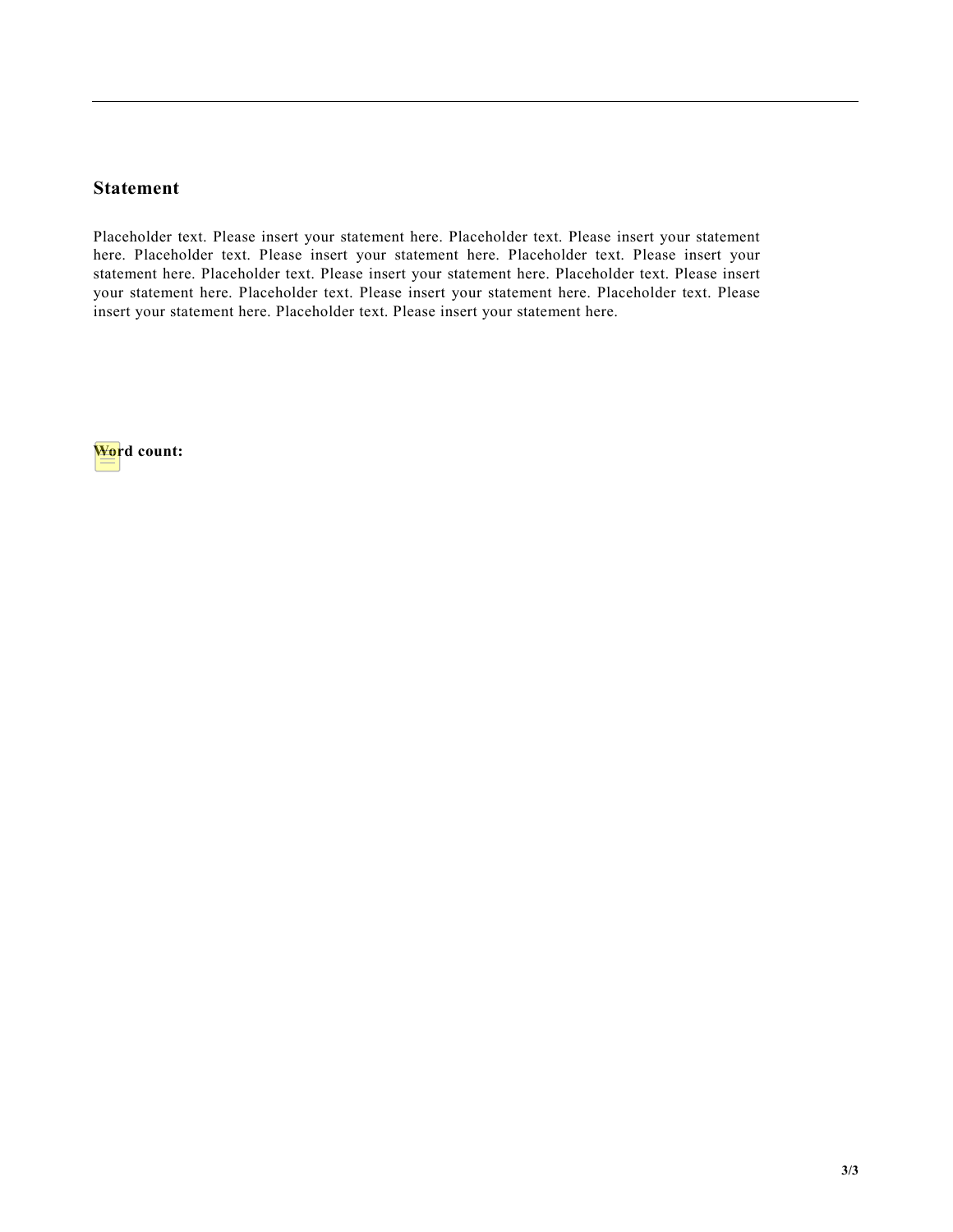## Statement

Placeholder text. Please insert your statement here. Placeholder text. Please insert your statement here. Placeholder text. Please insert your statement here. Placeholder text. Please insert your statement here. Placeholder text. Please insert your statement here. Placeholder text. Please insert your statement here. Placeholder text. Please insert your statement here. Placeholder text. Please insert your statement here. Placeholder text. Please insert your statement here.

**Word count:**